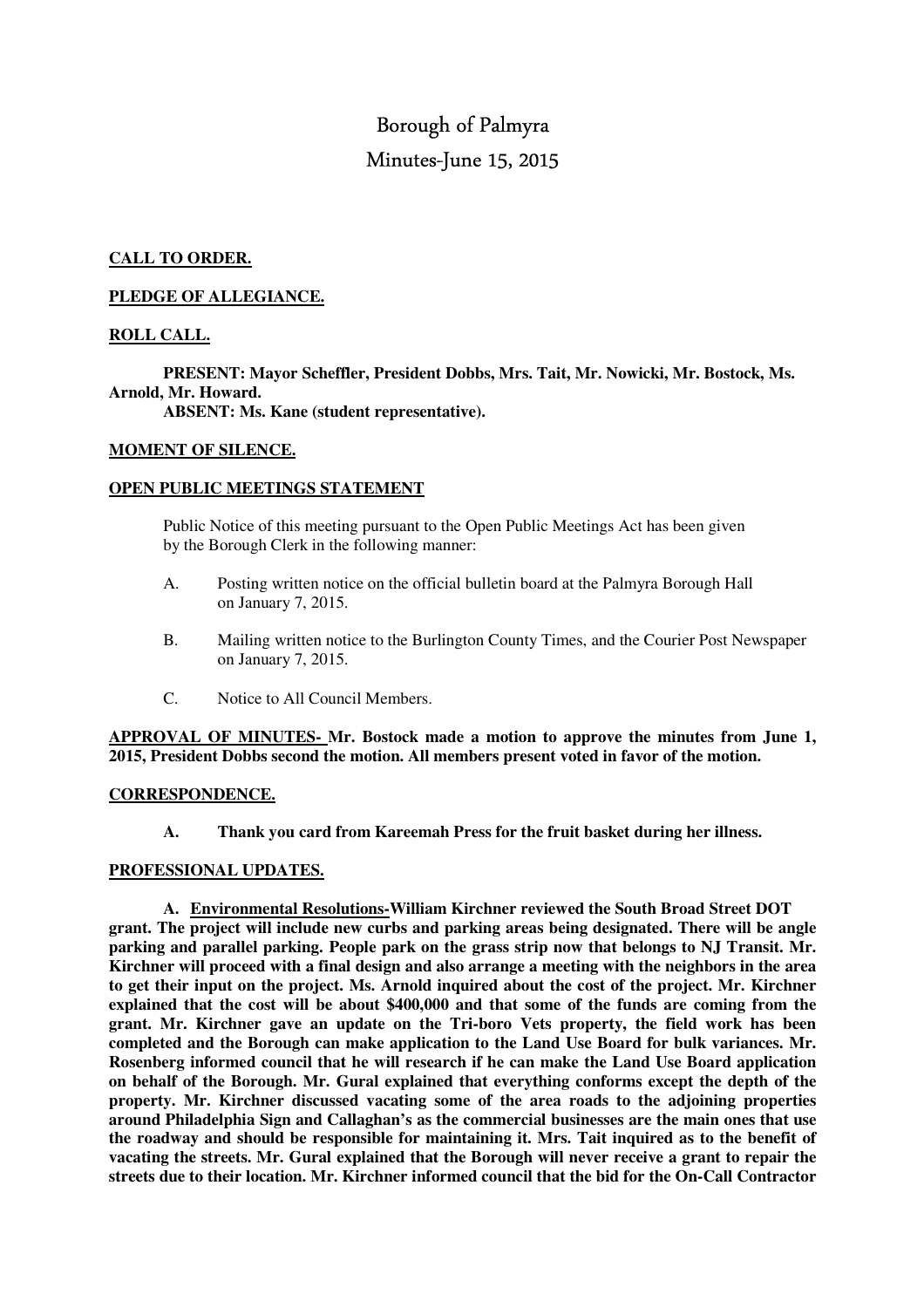# Borough of Palmyra

## Minutes-June 15, 2015

**CALL TO ORDER.**

**PLEDGE OF ALLEGIANCE.**

**ROLL CALL.**

**PRESENT: Mayor Scheffler, President Dobbs, Mrs. Tait, Mr. Nowicki, Mr. Bostock, Ms. Arnold, Mr. Howard.**

**ABSENT: Ms. Kane (student representative).**

**MOMENT OF SILENCE.**

**OPEN PUBLIC MEETINGS STATEMENT**

Public Notice of this meeting pursuant to the Open Public Meetings Act has been given by the Borough Clerk in the following manner:

A. Posting written notice on the official bulletin board at the Palmyra Borough Hall on January 7, 2015.

B. Mailing written notice to the Burlington County Times, and the Courier Post Newspaper on January 7, 2015.

C. Notice to All Council Members.

**APPROVAL OF MINUTES- Mr. Bostock made a motion to approve the minutes from June 1, 2015, President Dobbs second the motion. All members present voted in favor of the motion.**

**CORRESPONDENCE.**

**A. Thank you card from Kareemah Press for the fruit basket during her illness.**

**PROFESSIONAL UPDATES.**

**A. Environmental Resolutions-William Kirchner reviewed the South Broad Street DOT grant. The project will include new curbs and parking areas being designated. There will be angle parking and parallel parking. People park on the grass strip now that belongs to NJ Transit. Mr. Kirchner will proceed with a final design and also arrange a meeting with the neighbors in the area to get their input on the project. Ms. Arnold inquired about the cost of the project. Mr. Kirchner explained that the cost will be about $400,000 and that some of the funds are coming from the grant. Mr. Kirchner gave an update on the Tri-boro Vets property, the field work has been completed and the Borough can make application to the Land Use Board for bulk variances. Mr. Rosenberg informed council that he will research if he can make the Land Use Board application on behalf of the Borough. Mr. Gural explained that everything conforms except the depth of the property. Mr. Kirchner discussed vacating some of the area roads to the adjoining properties around Philadelphia Sign and Callaghan's as the commercial businesses are the main ones that use the roadway and should be responsible for maintaining it. Mrs. Tait inquired as to the benefit of vacating the streets. Mr. Gural explained that the Borough will never receive a grant to repair the streets due to their location. Mr. Kirchner informed council that the bid for the On-Call Contractor**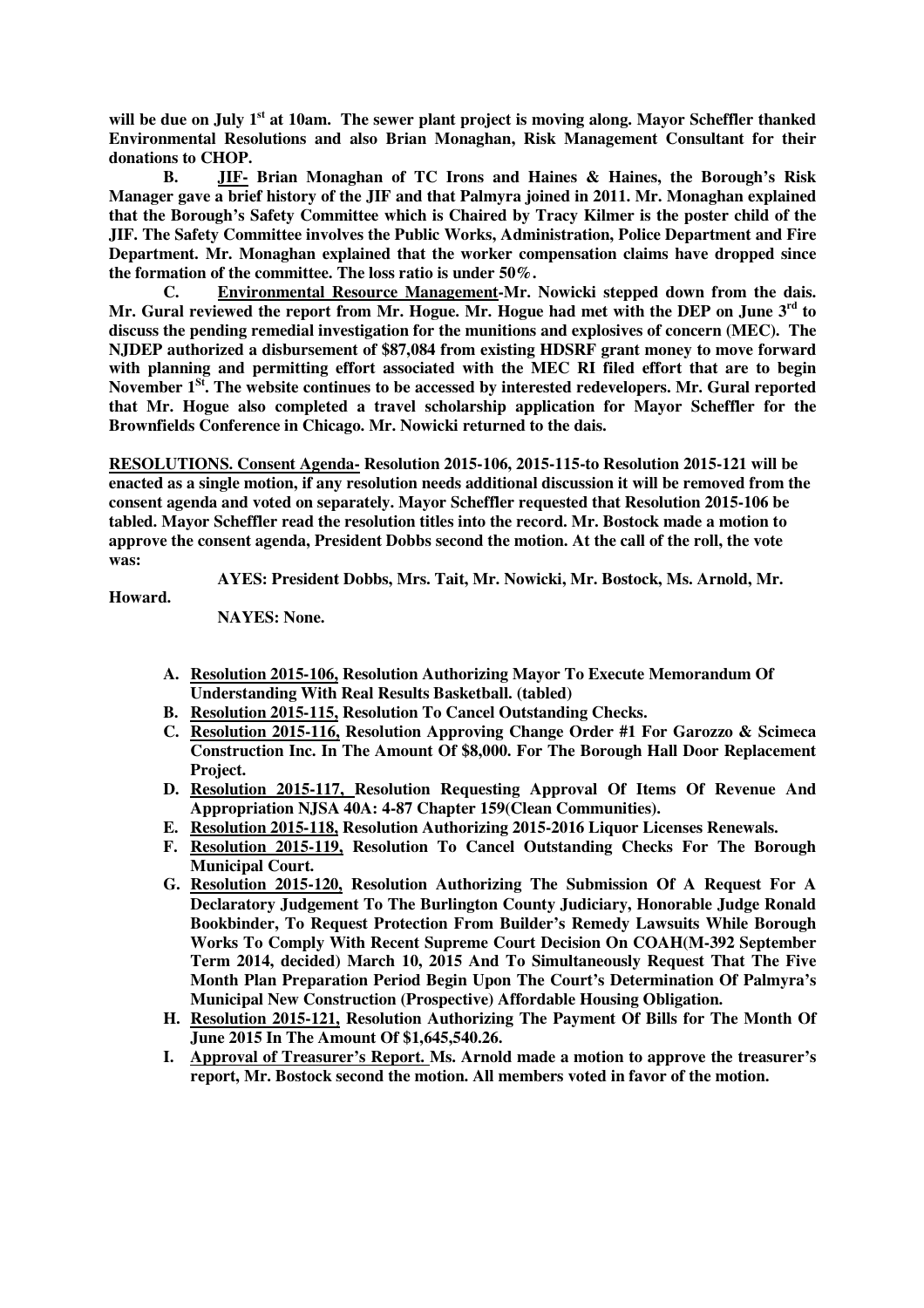**will be due on July 1st at 10am. The sewer plant project is moving along. Mayor Scheffler thanked Environmental Resolutions and also Brian Monaghan, Risk Management Consultant for their donations to CHOP.**

**B. JIF- Brian Monaghan of TC Irons and Haines & Haines, the Borough's Risk Manager gave a brief history of the JIF and that Palmyra joined in 2011. Mr. Monaghan explained that the Borough's Safety Committee which is Chaired by Tracy Kilmer is the poster child of the JIF. The Safety Committee involves the Public Works, Administration, Police Department and Fire Department. Mr. Monaghan explained that the worker compensation claims have dropped since the formation of the committee. The loss ratio is under 50%.**

**C. Environmental Resource Management-Mr. Nowicki stepped down from the dais. Mr. Gural reviewed the report from Mr. Hogue. Mr. Hogue had met with the DEP on June 3rd to discuss the pending remedial investigation for the munitions and explosives of concern (MEC). The NJDEP authorized a disbursement of $87,084 from existing HDSRF grant money to move forward with planning and permitting effort associated with the MEC RI filed effort that are to begin November 1St. The website continues to be accessed by interested redevelopers. Mr. Gural reported that Mr. Hogue also completed a travel scholarship application for Mayor Scheffler for the Brownfields Conference in Chicago. Mr. Nowicki returned to the dais.**

**RESOLUTIONS. Consent Agenda- Resolution 2015-106, 2015-115-to Resolution 2015-121 will be enacted as a single motion, if any resolution needs additional discussion it will be removed from the consent agenda and voted on separately. Mayor Scheffler requested that Resolution 2015-106 be tabled. Mayor Scheffler read the resolution titles into the record. Mr. Bostock made a motion to approve the consent agenda, President Dobbs second the motion. At the call of the roll, the vote was:**

**AYES: President Dobbs, Mrs. Tait, Mr. Nowicki, Mr. Bostock, Ms. Arnold, Mr. Howard.**

**NAYES: None.**

A. **Resolution 2015-106, Resolution Authorizing Mayor To Execute Memorandum Of Understanding With Real Results Basketball. (tabled)**
B. **Resolution 2015-115, Resolution To Cancel Outstanding Checks.**
C. **Resolution 2015-116, Resolution Approving Change Order #1 For Garozzo & Scimeca Construction Inc. In The Amount Of $8,000. For The Borough Hall Door Replacement Project.**
D. **Resolution 2015-117, Resolution Requesting Approval Of Items Of Revenue And Appropriation NJSA 40A: 4-87 Chapter 159(Clean Communities).**
E. **Resolution 2015-118, Resolution Authorizing 2015-2016 Liquor Licenses Renewals.**
F. **Resolution 2015-119, Resolution To Cancel Outstanding Checks For The Borough Municipal Court.**
G. **Resolution 2015-120, Resolution Authorizing The Submission Of A Request For A Declaratory Judgement To The Burlington County Judiciary, Honorable Judge Ronald Bookbinder, To Request Protection From Builder's Remedy Lawsuits While Borough Works To Comply With Recent Supreme Court Decision On COAH(M-392 September Term 2014, decided) March 10, 2015 And To Simultaneously Request That The Five Month Plan Preparation Period Begin Upon The Court's Determination Of Palmyra's Municipal New Construction (Prospective) Affordable Housing Obligation.**
H. **Resolution 2015-121, Resolution Authorizing The Payment Of Bills for The Month Of June 2015 In The Amount Of $1,645,540.26.**
I. **Approval of Treasurer's Report. Ms. Arnold made a motion to approve the treasurer's report, Mr. Bostock second the motion. All members voted in favor of the motion.**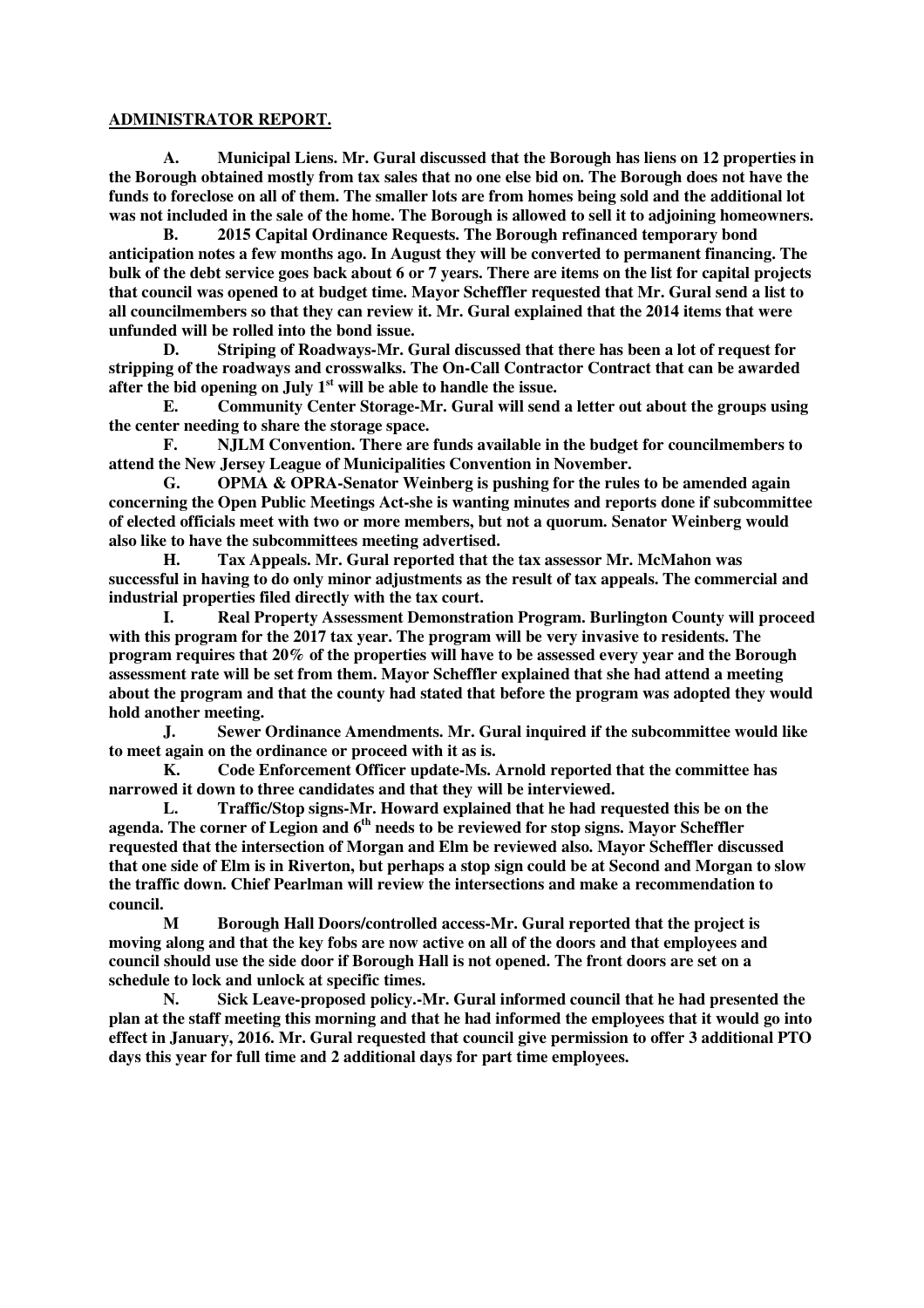**ADMINISTRATOR REPORT.**

**A. Municipal Liens. Mr. Gural discussed that the Borough has liens on 12 properties in the Borough obtained mostly from tax sales that no one else bid on. The Borough does not have the funds to foreclose on all of them. The smaller lots are from homes being sold and the additional lot was not included in the sale of the home. The Borough is allowed to sell it to adjoining homeowners.**

**B. 2015 Capital Ordinance Requests. The Borough refinanced temporary bond anticipation notes a few months ago. In August they will be converted to permanent financing. The bulk of the debt service goes back about 6 or 7 years. There are items on the list for capital projects that council was opened to at budget time. Mayor Scheffler requested that Mr. Gural send a list to all councilmembers so that they can review it. Mr. Gural explained that the 2014 items that were unfunded will be rolled into the bond issue.**

**D. Striping of Roadways-Mr. Gural discussed that there has been a lot of request for stripping of the roadways and crosswalks. The On-Call Contractor Contract that can be awarded after the bid opening on July 1st will be able to handle the issue.**

**E. Community Center Storage-Mr. Gural will send a letter out about the groups using the center needing to share the storage space.**

**F. NJLM Convention. There are funds available in the budget for councilmembers to attend the New Jersey League of Municipalities Convention in November.**

**G. OPMA & OPRA-Senator Weinberg is pushing for the rules to be amended again concerning the Open Public Meetings Act-she is wanting minutes and reports done if subcommittee of elected officials meet with two or more members, but not a quorum. Senator Weinberg would also like to have the subcommittees meeting advertised.**

**H. Tax Appeals. Mr. Gural reported that the tax assessor Mr. McMahon was successful in having to do only minor adjustments as the result of tax appeals. The commercial and industrial properties filed directly with the tax court.**

**I. Real Property Assessment Demonstration Program. Burlington County will proceed with this program for the 2017 tax year. The program will be very invasive to residents. The program requires that 20% of the properties will have to be assessed every year and the Borough assessment rate will be set from them. Mayor Scheffler explained that she had attend a meeting about the program and that the county had stated that before the program was adopted they would hold another meeting.**

**J. Sewer Ordinance Amendments. Mr. Gural inquired if the subcommittee would like to meet again on the ordinance or proceed with it as is.**

**K. Code Enforcement Officer update-Ms. Arnold reported that the committee has narrowed it down to three candidates and that they will be interviewed.**

**L. Traffic/Stop signs-Mr. Howard explained that he had requested this be on the agenda. The corner of Legion and 6th needs to be reviewed for stop signs. Mayor Scheffler requested that the intersection of Morgan and Elm be reviewed also. Mayor Scheffler discussed that one side of Elm is in Riverton, but perhaps a stop sign could be at Second and Morgan to slow the traffic down. Chief Pearlman will review the intersections and make a recommendation to council.**

**M Borough Hall Doors/controlled access-Mr. Gural reported that the project is moving along and that the key fobs are now active on all of the doors and that employees and council should use the side door if Borough Hall is not opened. The front doors are set on a schedule to lock and unlock at specific times.**

**N. Sick Leave-proposed policy.-Mr. Gural informed council that he had presented the plan at the staff meeting this morning and that he had informed the employees that it would go into effect in January, 2016. Mr. Gural requested that council give permission to offer 3 additional PTO days this year for full time and 2 additional days for part time employees.**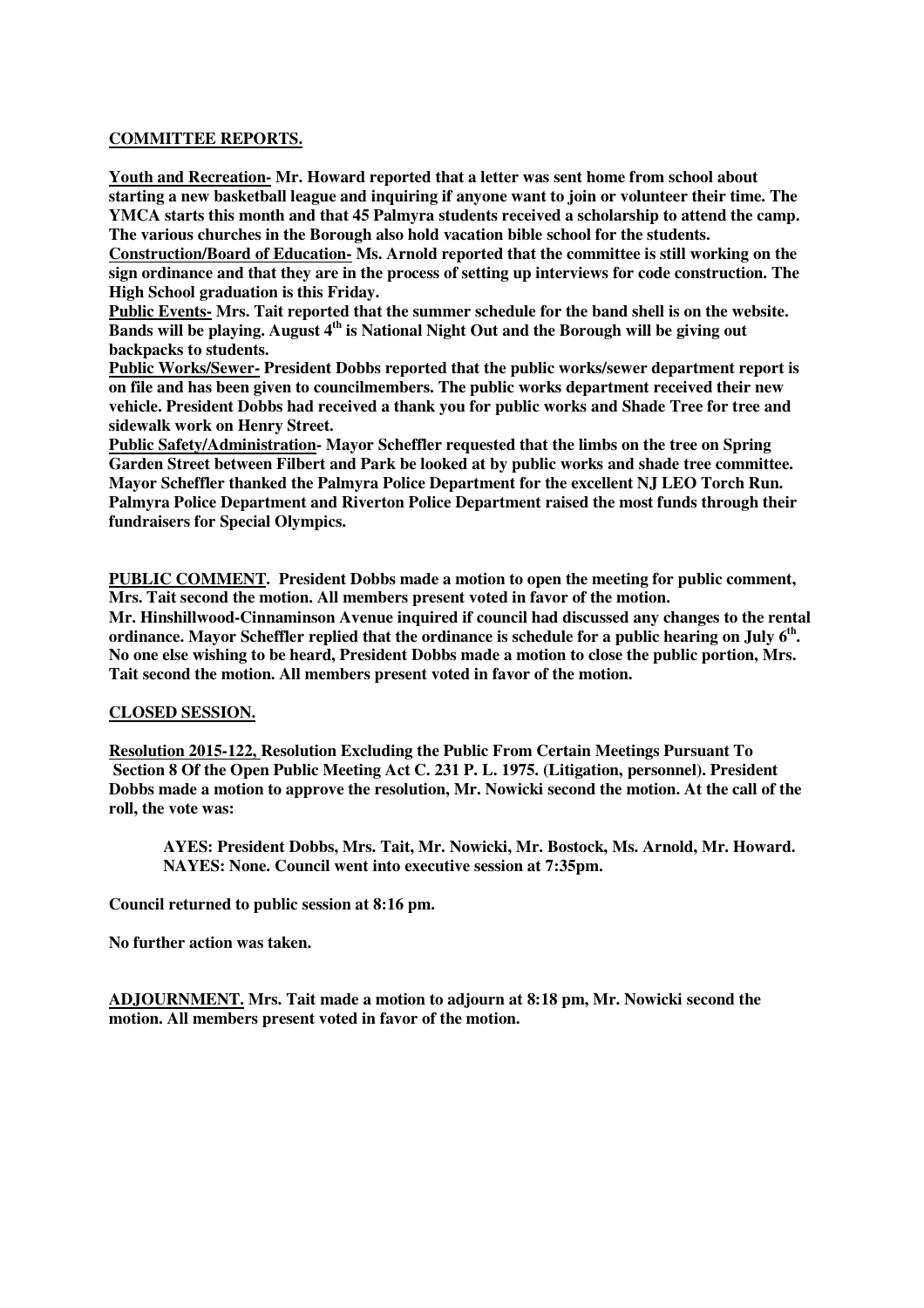**COMMITTEE REPORTS.**

**Youth and Recreation- Mr. Howard reported that a letter was sent home from school about starting a new basketball league and inquiring if anyone want to join or volunteer their time. The YMCA starts this month and that 45 Palmyra students received a scholarship to attend the camp. The various churches in the Borough also hold vacation bible school for the students.**

**Construction/Board of Education- Ms. Arnold reported that the committee is still working on the sign ordinance and that they are in the process of setting up interviews for code construction. The High School graduation is this Friday.**

**Public Events- Mrs. Tait reported that the summer schedule for the band shell is on the website. Bands will be playing. August 4th is National Night Out and the Borough will be giving out backpacks to students.**

**Public Works/Sewer- President Dobbs reported that the public works/sewer department report is on file and has been given to councilmembers. The public works department received their new vehicle. President Dobbs had received a thank you for public works and Shade Tree for tree and sidewalk work on Henry Street.**

**Public Safety/Administration- Mayor Scheffler requested that the limbs on the tree on Spring Garden Street between Filbert and Park be looked at by public works and shade tree committee. Mayor Scheffler thanked the Palmyra Police Department for the excellent NJ LEO Torch Run. Palmyra Police Department and Riverton Police Department raised the most funds through their fundraisers for Special Olympics.**

**PUBLIC COMMENT. President Dobbs made a motion to open the meeting for public comment, Mrs. Tait second the motion. All members present voted in favor of the motion.**

**Mr. Hinshillwood-Cinnaminson Avenue inquired if council had discussed any changes to the rental ordinance. Mayor Scheffler replied that the ordinance is schedule for a public hearing on July 6th. No one else wishing to be heard, President Dobbs made a motion to close the public portion, Mrs. Tait second the motion. All members present voted in favor of the motion.**

**CLOSED SESSION.**

**Resolution 2015-122, Resolution Excluding the Public From Certain Meetings Pursuant To Section 8 Of the Open Public Meeting Act C. 231 P. L. 1975. (Litigation, personnel). President Dobbs made a motion to approve the resolution, Mr. Nowicki second the motion. At the call of the roll, the vote was:**

**AYES: President Dobbs, Mrs. Tait, Mr. Nowicki, Mr. Bostock, Ms. Arnold, Mr. Howard.**
**NAYES: None. Council went into executive session at 7:35pm.**

**Council returned to public session at 8:16 pm.**

**No further action was taken.**

**ADJOURNMENT. Mrs. Tait made a motion to adjourn at 8:18 pm, Mr. Nowicki second the motion. All members present voted in favor of the motion.**